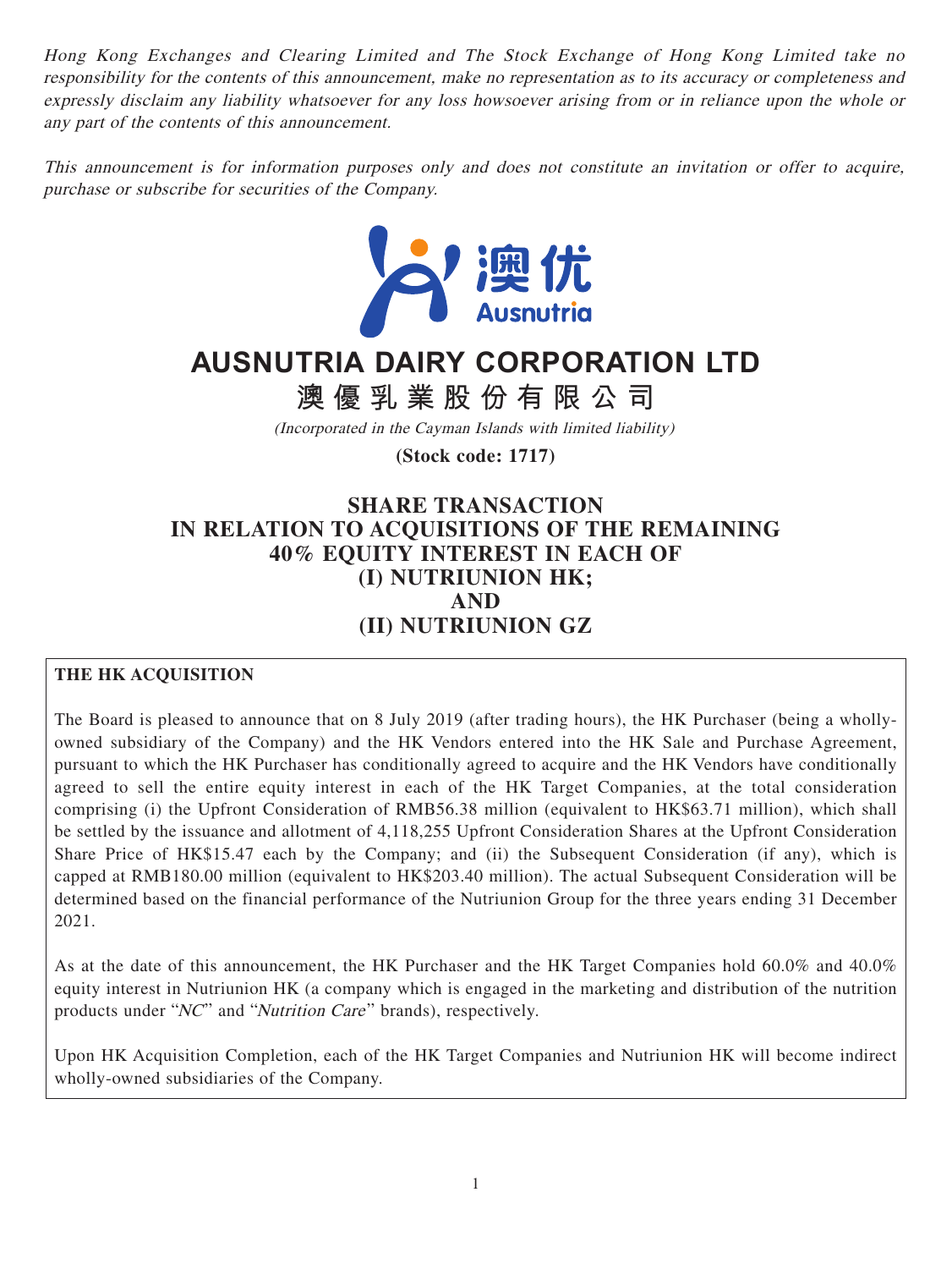*Hong Kong Exchanges and Clearing Limited and The Stock Exchange of Hong Kong Limited take no responsibility for the contents of this announcement, make no representation as to its accuracy or completeness and expressly disclaim any liability whatsoever for any loss howsoever arising from or in reliance upon the whole or any part of the contents of this announcement.*

*This announcement is for information purposes only and does not constitute an invitation or offer to acquire, purchase or subscribe for securities of the Company.*

澳优 Ausnutria

# AUSNUTRIA DAIRY CORPORATION LTD

# 澳優乳業股份有限公司

*(Incorporated in the Cayman Islands with limited liability)*

**(Stock code: 1717)**

## SHARE TRANSACTION IN RELATION TO ACQUISITIONS OF THE REMAINING 40% EQUITY INTEREST IN EACH OF (I) NUTRIUNION HK; AND (II) NUTRIUNION GZ

**THE HK ACQUISITION**

The Board is pleased to announce that on 8 July 2019 (after trading hours), the HK Purchaser (being a wholly-owned subsidiary of the Company) and the HK Vendors entered into the HK Sale and Purchase Agreement, pursuant to which the HK Purchaser has conditionally agreed to acquire and the HK Vendors have conditionally agreed to sell the entire equity interest in each of the HK Target Companies, at the total consideration comprising (i) the Upfront Consideration of RMB56.38 million (equivalent to HK$63.71 million), which shall be settled by the issuance and allotment of 4,118,255 Upfront Consideration Shares at the Upfront Consideration Share Price of HK$15.47 each by the Company; and (ii) the Subsequent Consideration (if any), which is capped at RMB180.00 million (equivalent to HK$203.40 million). The actual Subsequent Consideration will be determined based on the financial performance of the Nutriunion Group for the three years ending 31 December 2021.

As at the date of this announcement, the HK Purchaser and the HK Target Companies hold 60.0% and 40.0% equity interest in Nutriunion HK (a company which is engaged in the marketing and distribution of the nutrition products under "*NC*" and "*Nutrition Care*" brands), respectively.

Upon HK Acquisition Completion, each of the HK Target Companies and Nutriunion HK will become indirect wholly-owned subsidiaries of the Company.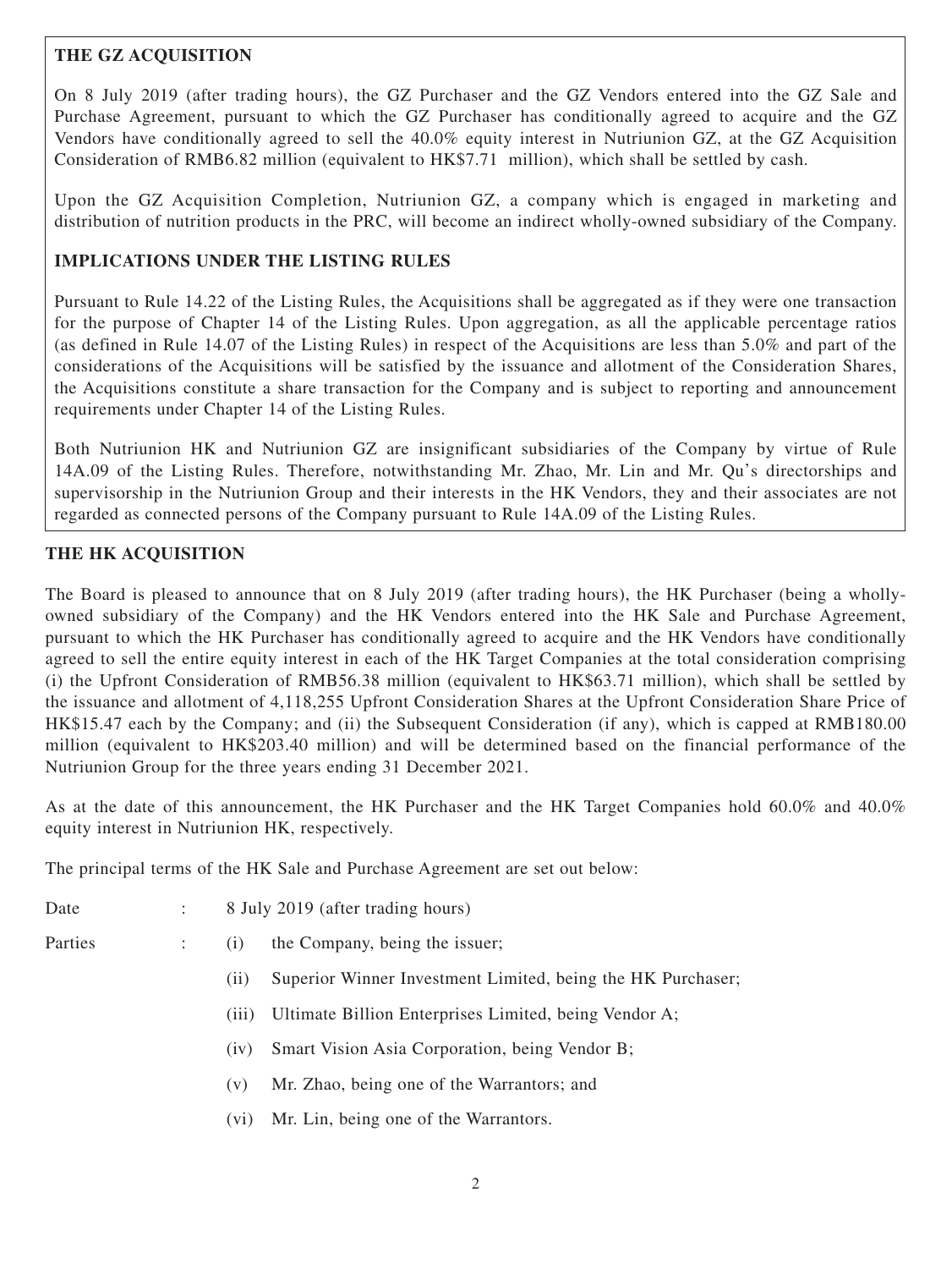**THE GZ ACQUISITION**

On 8 July 2019 (after trading hours), the GZ Purchaser and the GZ Vendors entered into the GZ Sale and Purchase Agreement, pursuant to which the GZ Purchaser has conditionally agreed to acquire and the GZ Vendors have conditionally agreed to sell the 40.0% equity interest in Nutriunion GZ, at the GZ Acquisition Consideration of RMB6.82 million (equivalent to HK$7.71 million), which shall be settled by cash.

Upon the GZ Acquisition Completion, Nutriunion GZ, a company which is engaged in marketing and distribution of nutrition products in the PRC, will become an indirect wholly-owned subsidiary of the Company.

**IMPLICATIONS UNDER THE LISTING RULES**

Pursuant to Rule 14.22 of the Listing Rules, the Acquisitions shall be aggregated as if they were one transaction for the purpose of Chapter 14 of the Listing Rules. Upon aggregation, as all the applicable percentage ratios (as defined in Rule 14.07 of the Listing Rules) in respect of the Acquisitions are less than 5.0% and part of the considerations of the Acquisitions will be satisfied by the issuance and allotment of the Consideration Shares, the Acquisitions constitute a share transaction for the Company and is subject to reporting and announcement requirements under Chapter 14 of the Listing Rules.

Both Nutriunion HK and Nutriunion GZ are insignificant subsidiaries of the Company by virtue of Rule 14A.09 of the Listing Rules. Therefore, notwithstanding Mr. Zhao, Mr. Lin and Mr. Qu's directorships and supervisorship in the Nutriunion Group and their interests in the HK Vendors, they and their associates are not regarded as connected persons of the Company pursuant to Rule 14A.09 of the Listing Rules.

## THE HK ACQUISITION

The Board is pleased to announce that on 8 July 2019 (after trading hours), the HK Purchaser (being a wholly-owned subsidiary of the Company) and the HK Vendors entered into the HK Sale and Purchase Agreement, pursuant to which the HK Purchaser has conditionally agreed to acquire and the HK Vendors have conditionally agreed to sell the entire equity interest in each of the HK Target Companies at the total consideration comprising (i) the Upfront Consideration of RMB56.38 million (equivalent to HK$63.71 million), which shall be settled by the issuance and allotment of 4,118,255 Upfront Consideration Shares at the Upfront Consideration Share Price of HK$15.47 each by the Company; and (ii) the Subsequent Consideration (if any), which is capped at RMB180.00 million (equivalent to HK$203.40 million) and will be determined based on the financial performance of the Nutriunion Group for the three years ending 31 December 2021.

As at the date of this announcement, the HK Purchaser and the HK Target Companies hold 60.0% and 40.0% equity interest in Nutriunion HK, respectively.

The principal terms of the HK Sale and Purchase Agreement are set out below:

Date : 8 July 2019 (after trading hours)

Parties :
(i) the Company, being the issuer;
(ii) Superior Winner Investment Limited, being the HK Purchaser;
(iii) Ultimate Billion Enterprises Limited, being Vendor A;
(iv) Smart Vision Asia Corporation, being Vendor B;
(v) Mr. Zhao, being one of the Warrantors; and
(vi) Mr. Lin, being one of the Warrantors.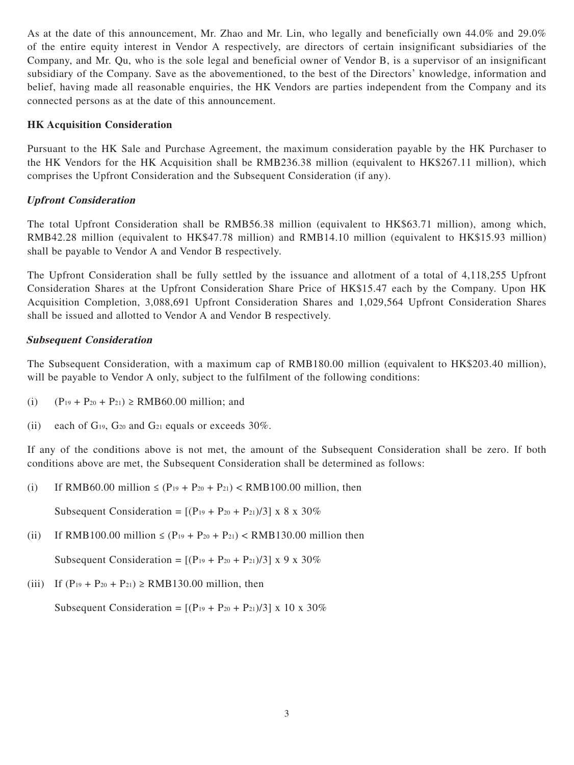As at the date of this announcement, Mr. Zhao and Mr. Lin, who legally and beneficially own 44.0% and 29.0% of the entire equity interest in Vendor A respectively, are directors of certain insignificant subsidiaries of the Company, and Mr. Qu, who is the sole legal and beneficial owner of Vendor B, is a supervisor of an insignificant subsidiary of the Company. Save as the abovementioned, to the best of the Directors' knowledge, information and belief, having made all reasonable enquiries, the HK Vendors are parties independent from the Company and its connected persons as at the date of this announcement.

**HK Acquisition Consideration**

Pursuant to the HK Sale and Purchase Agreement, the maximum consideration payable by the HK Purchaser to the HK Vendors for the HK Acquisition shall be RMB236.38 million (equivalent to HK$267.11 million), which comprises the Upfront Consideration and the Subsequent Consideration (if any).

***Upfront Consideration***

The total Upfront Consideration shall be RMB56.38 million (equivalent to HK$63.71 million), among which, RMB42.28 million (equivalent to HK$47.78 million) and RMB14.10 million (equivalent to HK$15.93 million) shall be payable to Vendor A and Vendor B respectively.

The Upfront Consideration shall be fully settled by the issuance and allotment of a total of 4,118,255 Upfront Consideration Shares at the Upfront Consideration Share Price of HK$15.47 each by the Company. Upon HK Acquisition Completion, 3,088,691 Upfront Consideration Shares and 1,029,564 Upfront Consideration Shares shall be issued and allotted to Vendor A and Vendor B respectively.

***Subsequent Consideration***

The Subsequent Consideration, with a maximum cap of RMB180.00 million (equivalent to HK$203.40 million), will be payable to Vendor A only, subject to the fulfilment of the following conditions:

(i) $(P_{19} + P_{20} + P_{21}) \geq$ RMB60.00 million; and

(ii) each of $G_{19}$, $G_{20}$ and $G_{21}$ equals or exceeds 30%.

If any of the conditions above is not met, the amount of the Subsequent Consideration shall be zero. If both conditions above are met, the Subsequent Consideration shall be determined as follows:

(i) If RMB60.00 million $\leq (P_{19} + P_{20} + P_{21}) <$ RMB100.00 million, then

Subsequent Consideration = $[(P_{19} + P_{20} + P_{21})/3] \times 8 \times 30\%$

(ii) If RMB100.00 million $\leq (P_{19} + P_{20} + P_{21}) <$ RMB130.00 million then

Subsequent Consideration = $[(P_{19} + P_{20} + P_{21})/3] \times 9 \times 30\%$

(iii) If $(P_{19} + P_{20} + P_{21}) \geq$ RMB130.00 million, then

Subsequent Consideration = $[(P_{19} + P_{20} + P_{21})/3] \times 10 \times 30\%$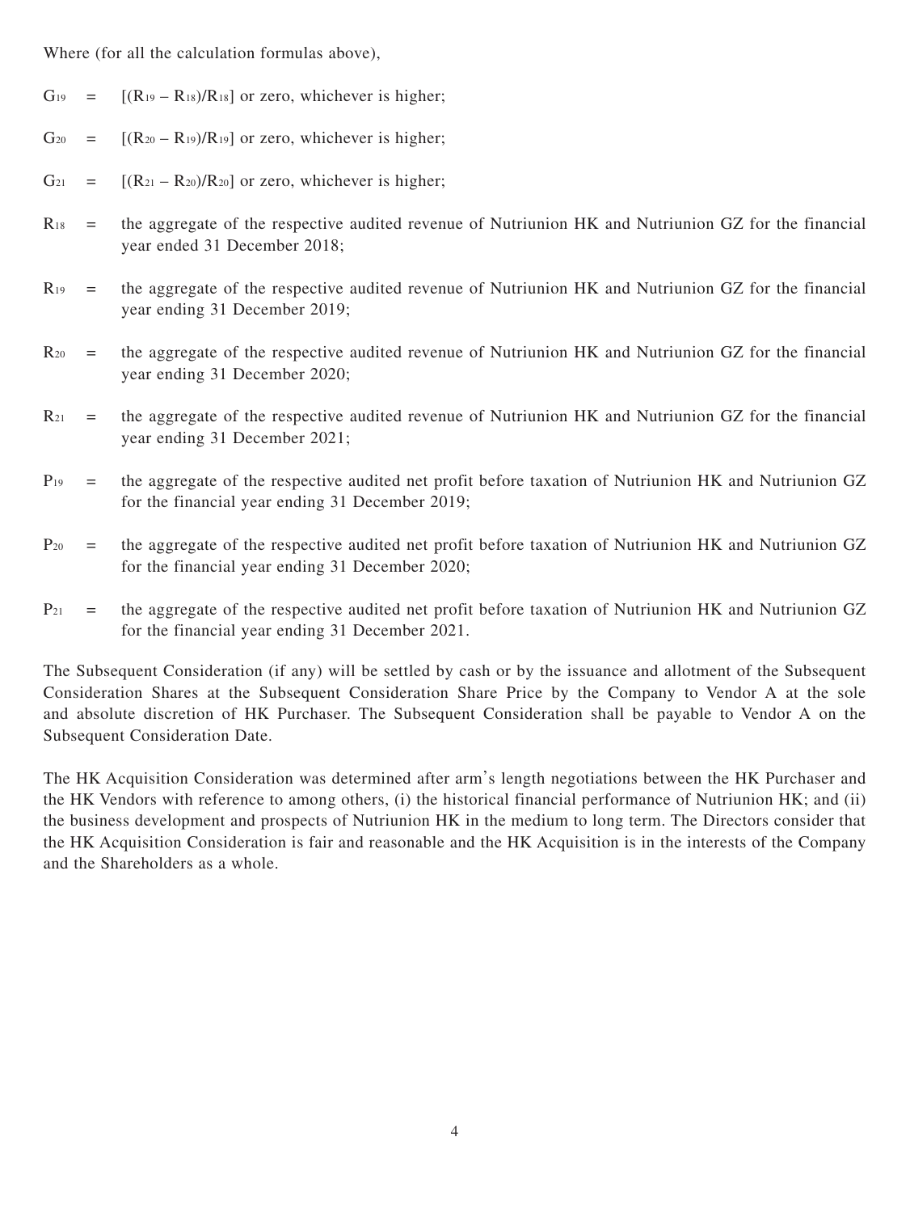Where (for all the calculation formulas above),

$G_{19}$ = $[(R_{19} - R_{18})/R_{18}]$ or zero, whichever is higher;

$G_{20}$ = $[(R_{20} - R_{19})/R_{19}]$ or zero, whichever is higher;

$G_{21}$ = $[(R_{21} - R_{20})/R_{20}]$ or zero, whichever is higher;

$R_{18}$ = the aggregate of the respective audited revenue of Nutriunion HK and Nutriunion GZ for the financial year ended 31 December 2018;

$R_{19}$ = the aggregate of the respective audited revenue of Nutriunion HK and Nutriunion GZ for the financial year ending 31 December 2019;

$R_{20}$ = the aggregate of the respective audited revenue of Nutriunion HK and Nutriunion GZ for the financial year ending 31 December 2020;

$R_{21}$ = the aggregate of the respective audited revenue of Nutriunion HK and Nutriunion GZ for the financial year ending 31 December 2021;

$P_{19}$ = the aggregate of the respective audited net profit before taxation of Nutriunion HK and Nutriunion GZ for the financial year ending 31 December 2019;

$P_{20}$ = the aggregate of the respective audited net profit before taxation of Nutriunion HK and Nutriunion GZ for the financial year ending 31 December 2020;

$P_{21}$ = the aggregate of the respective audited net profit before taxation of Nutriunion HK and Nutriunion GZ for the financial year ending 31 December 2021.

The Subsequent Consideration (if any) will be settled by cash or by the issuance and allotment of the Subsequent Consideration Shares at the Subsequent Consideration Share Price by the Company to Vendor A at the sole and absolute discretion of HK Purchaser. The Subsequent Consideration shall be payable to Vendor A on the Subsequent Consideration Date.

The HK Acquisition Consideration was determined after arm's length negotiations between the HK Purchaser and the HK Vendors with reference to among others, (i) the historical financial performance of Nutriunion HK; and (ii) the business development and prospects of Nutriunion HK in the medium to long term. The Directors consider that the HK Acquisition Consideration is fair and reasonable and the HK Acquisition is in the interests of the Company and the Shareholders as a whole.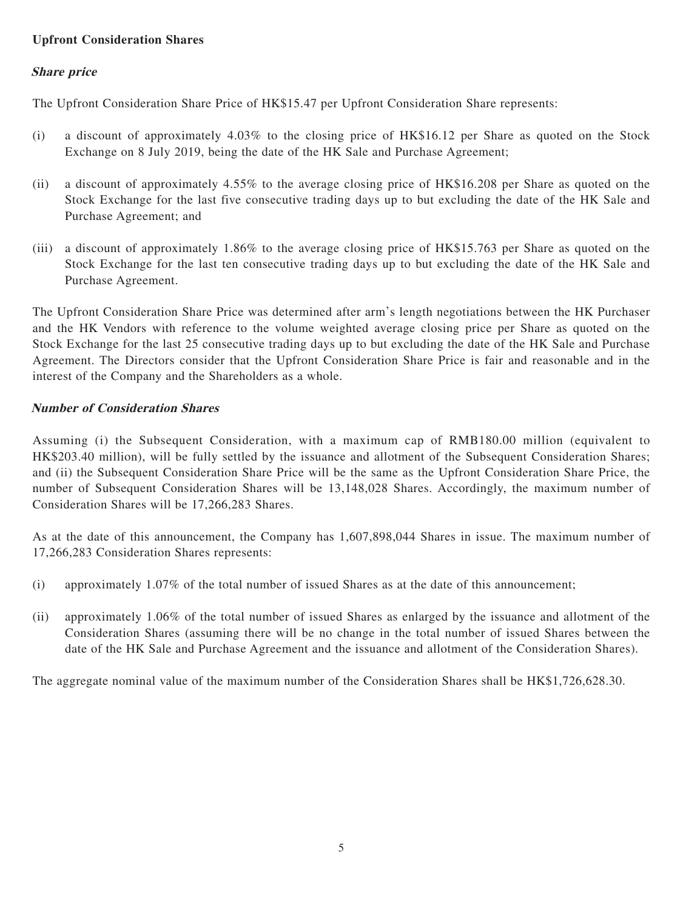**Upfront Consideration Shares**

***Share price***

The Upfront Consideration Share Price of HK$15.47 per Upfront Consideration Share represents:

(i) a discount of approximately 4.03% to the closing price of HK$16.12 per Share as quoted on the Stock Exchange on 8 July 2019, being the date of the HK Sale and Purchase Agreement;

(ii) a discount of approximately 4.55% to the average closing price of HK$16.208 per Share as quoted on the Stock Exchange for the last five consecutive trading days up to but excluding the date of the HK Sale and Purchase Agreement; and

(iii) a discount of approximately 1.86% to the average closing price of HK$15.763 per Share as quoted on the Stock Exchange for the last ten consecutive trading days up to but excluding the date of the HK Sale and Purchase Agreement.

The Upfront Consideration Share Price was determined after arm's length negotiations between the HK Purchaser and the HK Vendors with reference to the volume weighted average closing price per Share as quoted on the Stock Exchange for the last 25 consecutive trading days up to but excluding the date of the HK Sale and Purchase Agreement. The Directors consider that the Upfront Consideration Share Price is fair and reasonable and in the interest of the Company and the Shareholders as a whole.

***Number of Consideration Shares***

Assuming (i) the Subsequent Consideration, with a maximum cap of RMB180.00 million (equivalent to HK$203.40 million), will be fully settled by the issuance and allotment of the Subsequent Consideration Shares; and (ii) the Subsequent Consideration Share Price will be the same as the Upfront Consideration Share Price, the number of Subsequent Consideration Shares will be 13,148,028 Shares. Accordingly, the maximum number of Consideration Shares will be 17,266,283 Shares.

As at the date of this announcement, the Company has 1,607,898,044 Shares in issue. The maximum number of 17,266,283 Consideration Shares represents:

(i) approximately 1.07% of the total number of issued Shares as at the date of this announcement;

(ii) approximately 1.06% of the total number of issued Shares as enlarged by the issuance and allotment of the Consideration Shares (assuming there will be no change in the total number of issued Shares between the date of the HK Sale and Purchase Agreement and the issuance and allotment of the Consideration Shares).

The aggregate nominal value of the maximum number of the Consideration Shares shall be HK$1,726,628.30.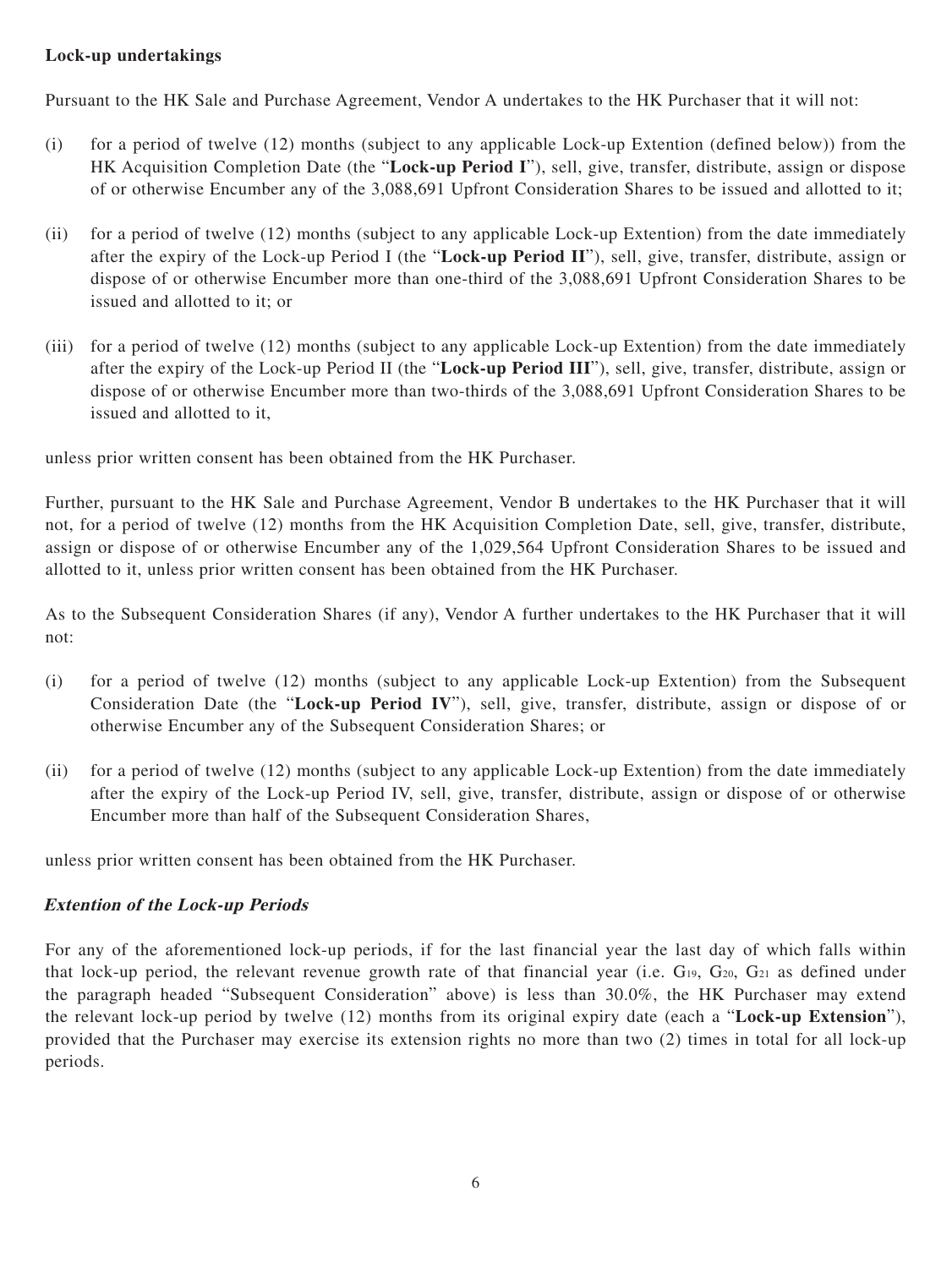**Lock-up undertakings**

Pursuant to the HK Sale and Purchase Agreement, Vendor A undertakes to the HK Purchaser that it will not:

(i) for a period of twelve (12) months (subject to any applicable Lock-up Extention (defined below)) from the HK Acquisition Completion Date (the "**Lock-up Period I**"), sell, give, transfer, distribute, assign or dispose of or otherwise Encumber any of the 3,088,691 Upfront Consideration Shares to be issued and allotted to it;

(ii) for a period of twelve (12) months (subject to any applicable Lock-up Extention) from the date immediately after the expiry of the Lock-up Period I (the "**Lock-up Period II**"), sell, give, transfer, distribute, assign or dispose of or otherwise Encumber more than one-third of the 3,088,691 Upfront Consideration Shares to be issued and allotted to it; or

(iii) for a period of twelve (12) months (subject to any applicable Lock-up Extention) from the date immediately after the expiry of the Lock-up Period II (the "**Lock-up Period III**"), sell, give, transfer, distribute, assign or dispose of or otherwise Encumber more than two-thirds of the 3,088,691 Upfront Consideration Shares to be issued and allotted to it,

unless prior written consent has been obtained from the HK Purchaser.

Further, pursuant to the HK Sale and Purchase Agreement, Vendor B undertakes to the HK Purchaser that it will not, for a period of twelve (12) months from the HK Acquisition Completion Date, sell, give, transfer, distribute, assign or dispose of or otherwise Encumber any of the 1,029,564 Upfront Consideration Shares to be issued and allotted to it, unless prior written consent has been obtained from the HK Purchaser.

As to the Subsequent Consideration Shares (if any), Vendor A further undertakes to the HK Purchaser that it will not:

(i) for a period of twelve (12) months (subject to any applicable Lock-up Extention) from the Subsequent Consideration Date (the "**Lock-up Period IV**"), sell, give, transfer, distribute, assign or dispose of or otherwise Encumber any of the Subsequent Consideration Shares; or

(ii) for a period of twelve (12) months (subject to any applicable Lock-up Extention) from the date immediately after the expiry of the Lock-up Period IV, sell, give, transfer, distribute, assign or dispose of or otherwise Encumber more than half of the Subsequent Consideration Shares,

unless prior written consent has been obtained from the HK Purchaser.

***Extention of the Lock-up Periods***

For any of the aforementioned lock-up periods, if for the last financial year the last day of which falls within that lock-up period, the relevant revenue growth rate of that financial year (i.e. $G_{19}$, $G_{20}$, $G_{21}$ as defined under the paragraph headed "Subsequent Consideration" above) is less than 30.0%, the HK Purchaser may extend the relevant lock-up period by twelve (12) months from its original expiry date (each a "**Lock-up Extension**"), provided that the Purchaser may exercise its extension rights no more than two (2) times in total for all lock-up periods.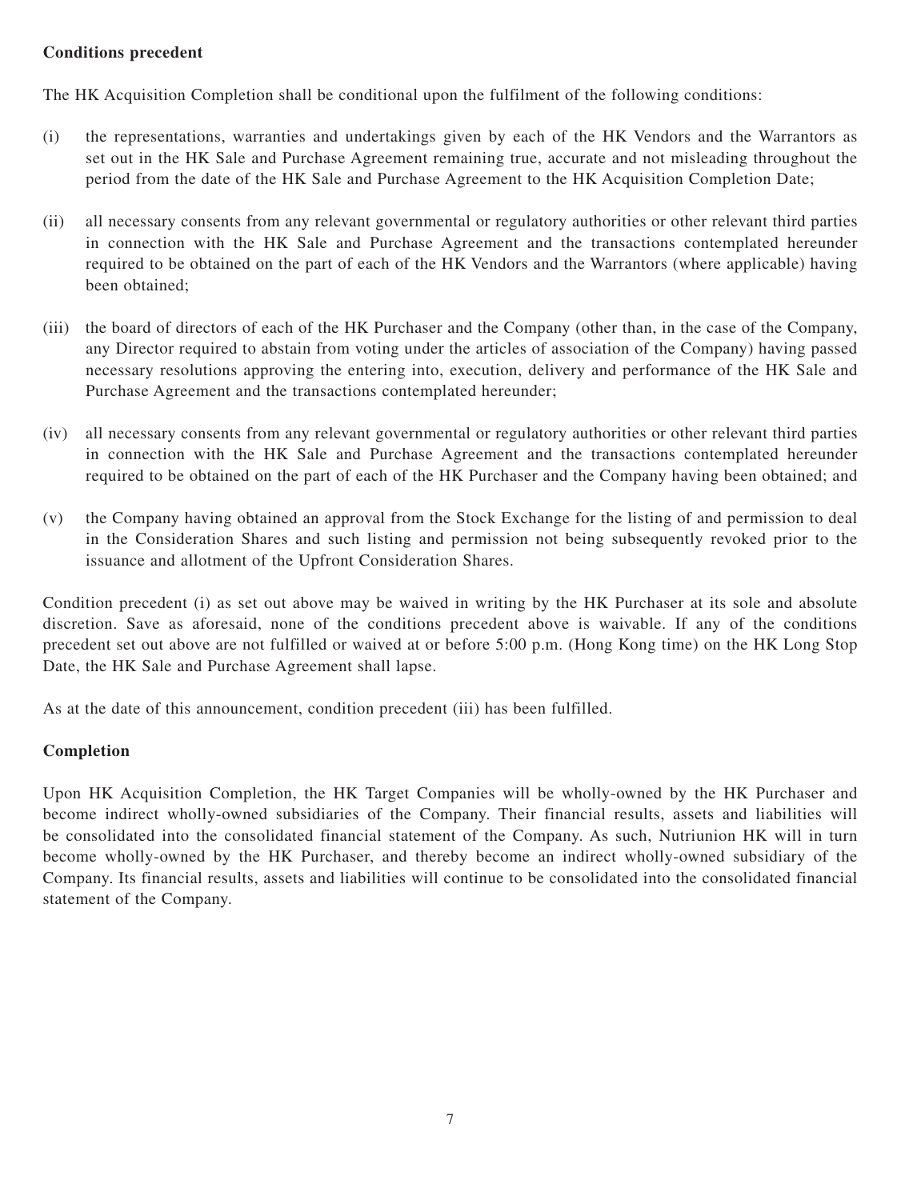**Conditions precedent**

The HK Acquisition Completion shall be conditional upon the fulfilment of the following conditions:

(i) the representations, warranties and undertakings given by each of the HK Vendors and the Warrantors as set out in the HK Sale and Purchase Agreement remaining true, accurate and not misleading throughout the period from the date of the HK Sale and Purchase Agreement to the HK Acquisition Completion Date;

(ii) all necessary consents from any relevant governmental or regulatory authorities or other relevant third parties in connection with the HK Sale and Purchase Agreement and the transactions contemplated hereunder required to be obtained on the part of each of the HK Vendors and the Warrantors (where applicable) having been obtained;

(iii) the board of directors of each of the HK Purchaser and the Company (other than, in the case of the Company, any Director required to abstain from voting under the articles of association of the Company) having passed necessary resolutions approving the entering into, execution, delivery and performance of the HK Sale and Purchase Agreement and the transactions contemplated hereunder;

(iv) all necessary consents from any relevant governmental or regulatory authorities or other relevant third parties in connection with the HK Sale and Purchase Agreement and the transactions contemplated hereunder required to be obtained on the part of each of the HK Purchaser and the Company having been obtained; and

(v) the Company having obtained an approval from the Stock Exchange for the listing of and permission to deal in the Consideration Shares and such listing and permission not being subsequently revoked prior to the issuance and allotment of the Upfront Consideration Shares.

Condition precedent (i) as set out above may be waived in writing by the HK Purchaser at its sole and absolute discretion. Save as aforesaid, none of the conditions precedent above is waivable. If any of the conditions precedent set out above are not fulfilled or waived at or before 5:00 p.m. (Hong Kong time) on the HK Long Stop Date, the HK Sale and Purchase Agreement shall lapse.

As at the date of this announcement, condition precedent (iii) has been fulfilled.

**Completion**

Upon HK Acquisition Completion, the HK Target Companies will be wholly-owned by the HK Purchaser and become indirect wholly-owned subsidiaries of the Company. Their financial results, assets and liabilities will be consolidated into the consolidated financial statement of the Company. As such, Nutriunion HK will in turn become wholly-owned by the HK Purchaser, and thereby become an indirect wholly-owned subsidiary of the Company. Its financial results, assets and liabilities will continue to be consolidated into the consolidated financial statement of the Company.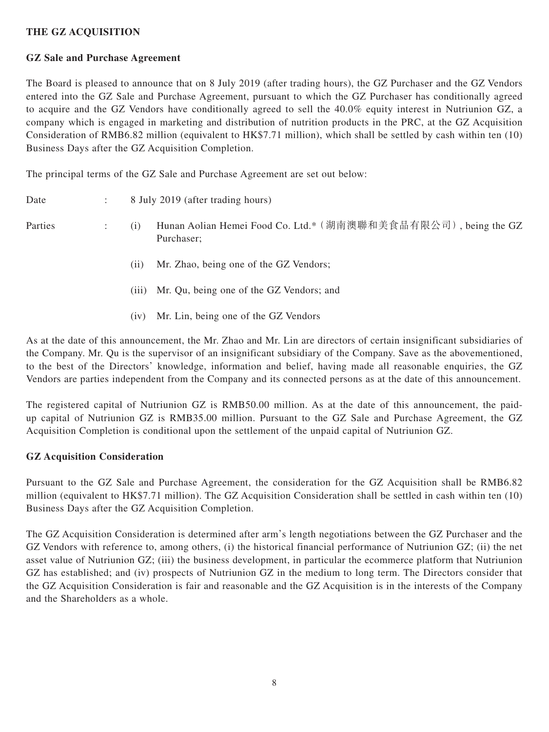## THE GZ ACQUISITION

### GZ Sale and Purchase Agreement

The Board is pleased to announce that on 8 July 2019 (after trading hours), the GZ Purchaser and the GZ Vendors entered into the GZ Sale and Purchase Agreement, pursuant to which the GZ Purchaser has conditionally agreed to acquire and the GZ Vendors have conditionally agreed to sell the 40.0% equity interest in Nutriunion GZ, a company which is engaged in marketing and distribution of nutrition products in the PRC, at the GZ Acquisition Consideration of RMB6.82 million (equivalent to HK$7.71 million), which shall be settled by cash within ten (10) Business Days after the GZ Acquisition Completion.

The principal terms of the GZ Sale and Purchase Agreement are set out below:

Date : 8 July 2019 (after trading hours)

Parties :

(i) Hunan Aolian Hemei Food Co. Ltd.*（湖南澳聯和美食品有限公司）, being the GZ Purchaser;

(ii) Mr. Zhao, being one of the GZ Vendors;

(iii) Mr. Qu, being one of the GZ Vendors; and

(iv) Mr. Lin, being one of the GZ Vendors

As at the date of this announcement, the Mr. Zhao and Mr. Lin are directors of certain insignificant subsidiaries of the Company. Mr. Qu is the supervisor of an insignificant subsidiary of the Company. Save as the abovementioned, to the best of the Directors' knowledge, information and belief, having made all reasonable enquiries, the GZ Vendors are parties independent from the Company and its connected persons as at the date of this announcement.

The registered capital of Nutriunion GZ is RMB50.00 million. As at the date of this announcement, the paid-up capital of Nutriunion GZ is RMB35.00 million. Pursuant to the GZ Sale and Purchase Agreement, the GZ Acquisition Completion is conditional upon the settlement of the unpaid capital of Nutriunion GZ.

### GZ Acquisition Consideration

Pursuant to the GZ Sale and Purchase Agreement, the consideration for the GZ Acquisition shall be RMB6.82 million (equivalent to HK$7.71 million). The GZ Acquisition Consideration shall be settled in cash within ten (10) Business Days after the GZ Acquisition Completion.

The GZ Acquisition Consideration is determined after arm's length negotiations between the GZ Purchaser and the GZ Vendors with reference to, among others, (i) the historical financial performance of Nutriunion GZ; (ii) the net asset value of Nutriunion GZ; (iii) the business development, in particular the ecommerce platform that Nutriunion GZ has established; and (iv) prospects of Nutriunion GZ in the medium to long term. The Directors consider that the GZ Acquisition Consideration is fair and reasonable and the GZ Acquisition is in the interests of the Company and the Shareholders as a whole.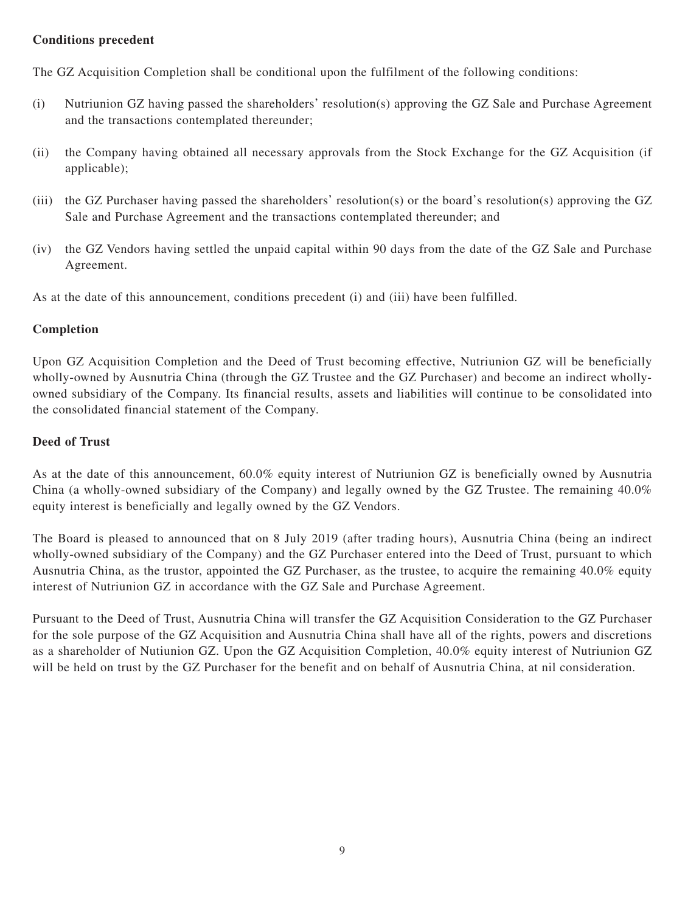**Conditions precedent**

The GZ Acquisition Completion shall be conditional upon the fulfilment of the following conditions:

(i) Nutriunion GZ having passed the shareholders' resolution(s) approving the GZ Sale and Purchase Agreement and the transactions contemplated thereunder;

(ii) the Company having obtained all necessary approvals from the Stock Exchange for the GZ Acquisition (if applicable);

(iii) the GZ Purchaser having passed the shareholders' resolution(s) or the board's resolution(s) approving the GZ Sale and Purchase Agreement and the transactions contemplated thereunder; and

(iv) the GZ Vendors having settled the unpaid capital within 90 days from the date of the GZ Sale and Purchase Agreement.

As at the date of this announcement, conditions precedent (i) and (iii) have been fulfilled.

**Completion**

Upon GZ Acquisition Completion and the Deed of Trust becoming effective, Nutriunion GZ will be beneficially wholly-owned by Ausnutria China (through the GZ Trustee and the GZ Purchaser) and become an indirect wholly-owned subsidiary of the Company. Its financial results, assets and liabilities will continue to be consolidated into the consolidated financial statement of the Company.

**Deed of Trust**

As at the date of this announcement, 60.0% equity interest of Nutriunion GZ is beneficially owned by Ausnutria China (a wholly-owned subsidiary of the Company) and legally owned by the GZ Trustee. The remaining 40.0% equity interest is beneficially and legally owned by the GZ Vendors.

The Board is pleased to announced that on 8 July 2019 (after trading hours), Ausnutria China (being an indirect wholly-owned subsidiary of the Company) and the GZ Purchaser entered into the Deed of Trust, pursuant to which Ausnutria China, as the trustor, appointed the GZ Purchaser, as the trustee, to acquire the remaining 40.0% equity interest of Nutriunion GZ in accordance with the GZ Sale and Purchase Agreement.

Pursuant to the Deed of Trust, Ausnutria China will transfer the GZ Acquisition Consideration to the GZ Purchaser for the sole purpose of the GZ Acquisition and Ausnutria China shall have all of the rights, powers and discretions as a shareholder of Nutiunion GZ. Upon the GZ Acquisition Completion, 40.0% equity interest of Nutriunion GZ will be held on trust by the GZ Purchaser for the benefit and on behalf of Ausnutria China, at nil consideration.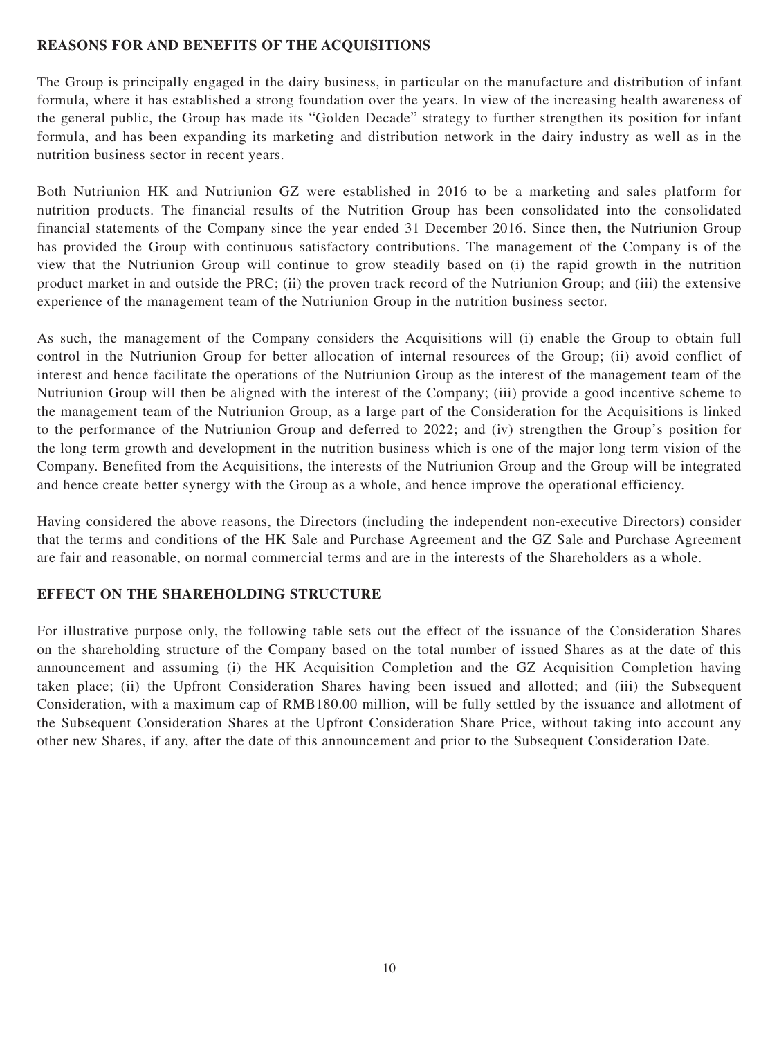## REASONS FOR AND BENEFITS OF THE ACQUISITIONS

The Group is principally engaged in the dairy business, in particular on the manufacture and distribution of infant formula, where it has established a strong foundation over the years. In view of the increasing health awareness of the general public, the Group has made its "Golden Decade" strategy to further strengthen its position for infant formula, and has been expanding its marketing and distribution network in the dairy industry as well as in the nutrition business sector in recent years.

Both Nutriunion HK and Nutriunion GZ were established in 2016 to be a marketing and sales platform for nutrition products. The financial results of the Nutrition Group has been consolidated into the consolidated financial statements of the Company since the year ended 31 December 2016. Since then, the Nutriunion Group has provided the Group with continuous satisfactory contributions. The management of the Company is of the view that the Nutriunion Group will continue to grow steadily based on (i) the rapid growth in the nutrition product market in and outside the PRC; (ii) the proven track record of the Nutriunion Group; and (iii) the extensive experience of the management team of the Nutriunion Group in the nutrition business sector.

As such, the management of the Company considers the Acquisitions will (i) enable the Group to obtain full control in the Nutriunion Group for better allocation of internal resources of the Group; (ii) avoid conflict of interest and hence facilitate the operations of the Nutriunion Group as the interest of the management team of the Nutriunion Group will then be aligned with the interest of the Company; (iii) provide a good incentive scheme to the management team of the Nutriunion Group, as a large part of the Consideration for the Acquisitions is linked to the performance of the Nutriunion Group and deferred to 2022; and (iv) strengthen the Group's position for the long term growth and development in the nutrition business which is one of the major long term vision of the Company. Benefited from the Acquisitions, the interests of the Nutriunion Group and the Group will be integrated and hence create better synergy with the Group as a whole, and hence improve the operational efficiency.

Having considered the above reasons, the Directors (including the independent non-executive Directors) consider that the terms and conditions of the HK Sale and Purchase Agreement and the GZ Sale and Purchase Agreement are fair and reasonable, on normal commercial terms and are in the interests of the Shareholders as a whole.

## EFFECT ON THE SHAREHOLDING STRUCTURE

For illustrative purpose only, the following table sets out the effect of the issuance of the Consideration Shares on the shareholding structure of the Company based on the total number of issued Shares as at the date of this announcement and assuming (i) the HK Acquisition Completion and the GZ Acquisition Completion having taken place; (ii) the Upfront Consideration Shares having been issued and allotted; and (iii) the Subsequent Consideration, with a maximum cap of RMB180.00 million, will be fully settled by the issuance and allotment of the Subsequent Consideration Shares at the Upfront Consideration Share Price, without taking into account any other new Shares, if any, after the date of this announcement and prior to the Subsequent Consideration Date.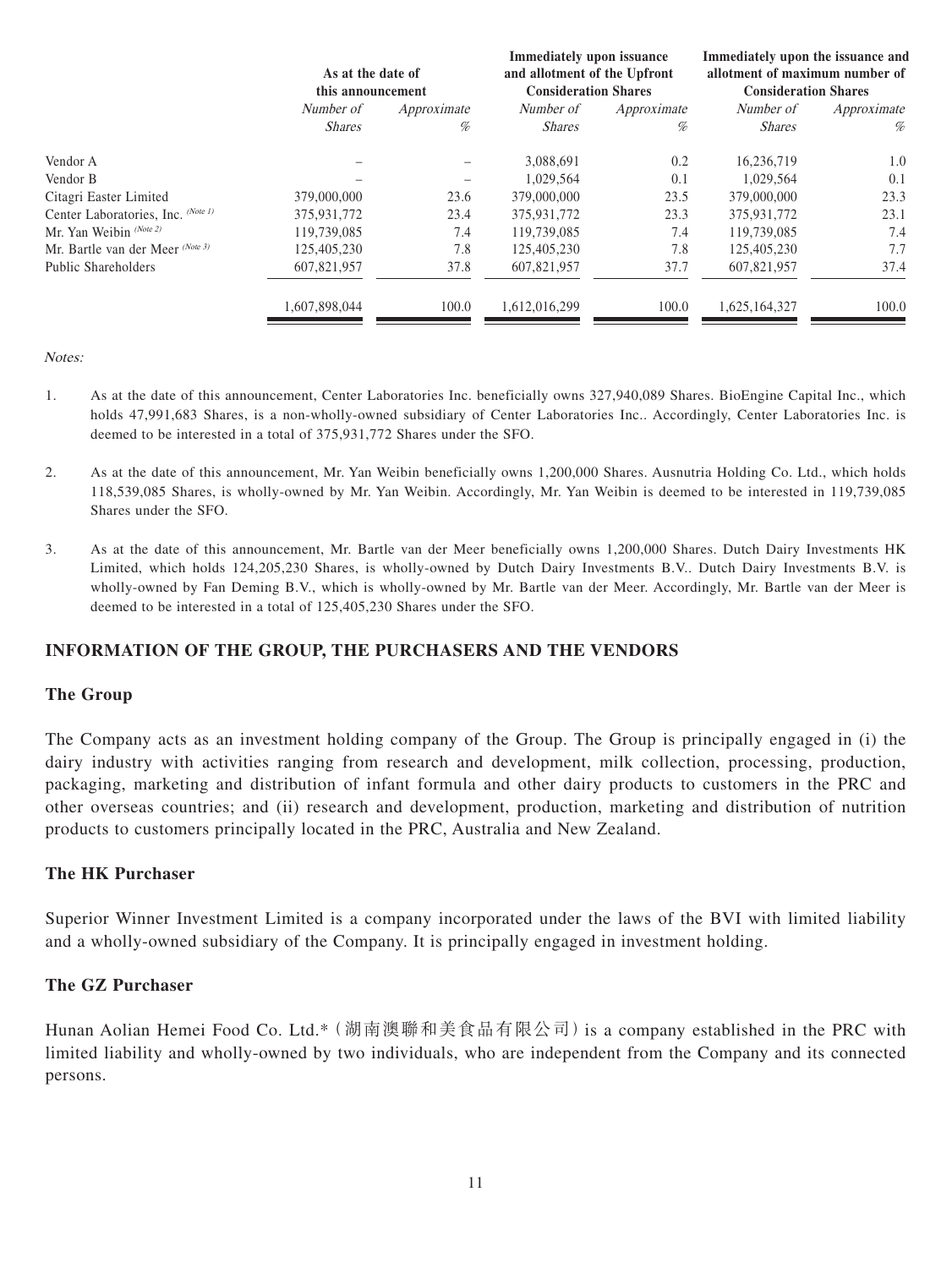| | As at the date of this announcement | | Immediately upon issuance and allotment of the Upfront Consideration Shares | | Immediately upon the issuance and allotment of maximum number of Consideration Shares | |
|---|---|---|---|---|---|---|
| | *Number of Shares* | *Approximate %* | *Number of Shares* | *Approximate %* | *Number of Shares* | *Approximate %* |
| Vendor A | – | – | 3,088,691 | 0.2 | 16,236,719 | 1.0 |
| Vendor B | – | – | 1,029,564 | 0.1 | 1,029,564 | 0.1 |
| Citagri Easter Limited | 379,000,000 | 23.6 | 379,000,000 | 23.5 | 379,000,000 | 23.3 |
| Center Laboratories, Inc. *(Note 1)* | 375,931,772 | 23.4 | 375,931,772 | 23.3 | 375,931,772 | 23.1 |
| Mr. Yan Weibin *(Note 2)* | 119,739,085 | 7.4 | 119,739,085 | 7.4 | 119,739,085 | 7.4 |
| Mr. Bartle van der Meer *(Note 3)* | 125,405,230 | 7.8 | 125,405,230 | 7.8 | 125,405,230 | 7.7 |
| Public Shareholders | 607,821,957 | 37.8 | 607,821,957 | 37.7 | 607,821,957 | 37.4 |
| | 1,607,898,044 | 100.0 | 1,612,016,299 | 100.0 | 1,625,164,327 | 100.0 |

*Notes:*

1. As at the date of this announcement, Center Laboratories Inc. beneficially owns 327,940,089 Shares. BioEngine Capital Inc., which holds 47,991,683 Shares, is a non-wholly-owned subsidiary of Center Laboratories Inc.. Accordingly, Center Laboratories Inc. is deemed to be interested in a total of 375,931,772 Shares under the SFO.

2. As at the date of this announcement, Mr. Yan Weibin beneficially owns 1,200,000 Shares. Ausnutria Holding Co. Ltd., which holds 118,539,085 Shares, is wholly-owned by Mr. Yan Weibin. Accordingly, Mr. Yan Weibin is deemed to be interested in 119,739,085 Shares under the SFO.

3. As at the date of this announcement, Mr. Bartle van der Meer beneficially owns 1,200,000 Shares. Dutch Dairy Investments HK Limited, which holds 124,205,230 Shares, is wholly-owned by Dutch Dairy Investments B.V.. Dutch Dairy Investments B.V. is wholly-owned by Fan Deming B.V., which is wholly-owned by Mr. Bartle van der Meer. Accordingly, Mr. Bartle van der Meer is deemed to be interested in a total of 125,405,230 Shares under the SFO.

## INFORMATION OF THE GROUP, THE PURCHASERS AND THE VENDORS

### The Group

The Company acts as an investment holding company of the Group. The Group is principally engaged in (i) the dairy industry with activities ranging from research and development, milk collection, processing, production, packaging, marketing and distribution of infant formula and other dairy products to customers in the PRC and other overseas countries; and (ii) research and development, production, marketing and distribution of nutrition products to customers principally located in the PRC, Australia and New Zealand.

### The HK Purchaser

Superior Winner Investment Limited is a company incorporated under the laws of the BVI with limited liability and a wholly-owned subsidiary of the Company. It is principally engaged in investment holding.

### The GZ Purchaser

Hunan Aolian Hemei Food Co. Ltd.*（湖南澳聯和美食品有限公司）is a company established in the PRC with limited liability and wholly-owned by two individuals, who are independent from the Company and its connected persons.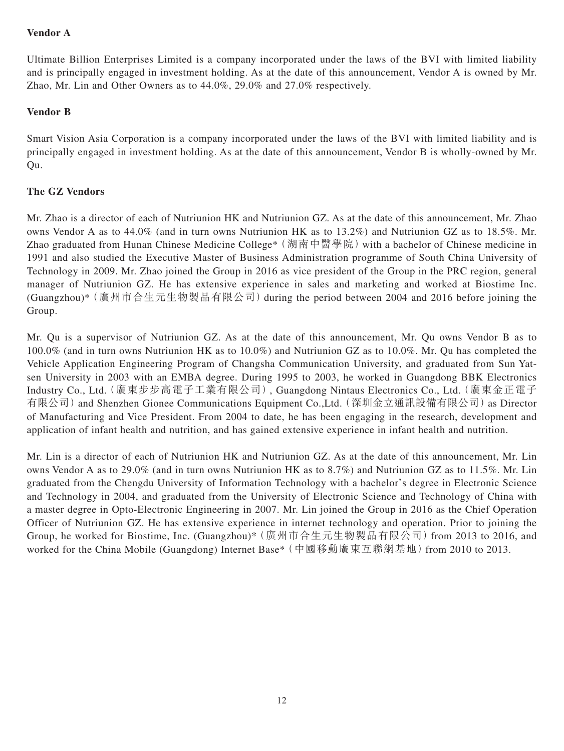**Vendor A**

Ultimate Billion Enterprises Limited is a company incorporated under the laws of the BVI with limited liability and is principally engaged in investment holding. As at the date of this announcement, Vendor A is owned by Mr. Zhao, Mr. Lin and Other Owners as to 44.0%, 29.0% and 27.0% respectively.

**Vendor B**

Smart Vision Asia Corporation is a company incorporated under the laws of the BVI with limited liability and is principally engaged in investment holding. As at the date of this announcement, Vendor B is wholly-owned by Mr. Qu.

**The GZ Vendors**

Mr. Zhao is a director of each of Nutriunion HK and Nutriunion GZ. As at the date of this announcement, Mr. Zhao owns Vendor A as to 44.0% (and in turn owns Nutriunion HK as to 13.2%) and Nutriunion GZ as to 18.5%. Mr. Zhao graduated from Hunan Chinese Medicine College*（湖南中醫學院）with a bachelor of Chinese medicine in 1991 and also studied the Executive Master of Business Administration programme of South China University of Technology in 2009. Mr. Zhao joined the Group in 2016 as vice president of the Group in the PRC region, general manager of Nutriunion GZ. He has extensive experience in sales and marketing and worked at Biostime Inc. (Guangzhou)*（廣州市合生元生物製品有限公司）during the period between 2004 and 2016 before joining the Group.

Mr. Qu is a supervisor of Nutriunion GZ. As at the date of this announcement, Mr. Qu owns Vendor B as to 100.0% (and in turn owns Nutriunion HK as to 10.0%) and Nutriunion GZ as to 10.0%. Mr. Qu has completed the Vehicle Application Engineering Program of Changsha Communication University, and graduated from Sun Yat-sen University in 2003 with an EMBA degree. During 1995 to 2003, he worked in Guangdong BBK Electronics Industry Co., Ltd.（廣東步步高電子工業有限公司）, Guangdong Nintaus Electronics Co., Ltd.（廣東金正電子有限公司）and Shenzhen Gionee Communications Equipment Co.,Ltd.（深圳金立通訊設備有限公司）as Director of Manufacturing and Vice President. From 2004 to date, he has been engaging in the research, development and application of infant health and nutrition, and has gained extensive experience in infant health and nutrition.

Mr. Lin is a director of each of Nutriunion HK and Nutriunion GZ. As at the date of this announcement, Mr. Lin owns Vendor A as to 29.0% (and in turn owns Nutriunion HK as to 8.7%) and Nutriunion GZ as to 11.5%. Mr. Lin graduated from the Chengdu University of Information Technology with a bachelor's degree in Electronic Science and Technology in 2004, and graduated from the University of Electronic Science and Technology of China with a master degree in Opto-Electronic Engineering in 2007. Mr. Lin joined the Group in 2016 as the Chief Operation Officer of Nutriunion GZ. He has extensive experience in internet technology and operation. Prior to joining the Group, he worked for Biostime, Inc. (Guangzhou)*（廣州市合生元生物製品有限公司）from 2013 to 2016, and worked for the China Mobile (Guangdong) Internet Base*（中國移動廣東互聯網基地）from 2010 to 2013.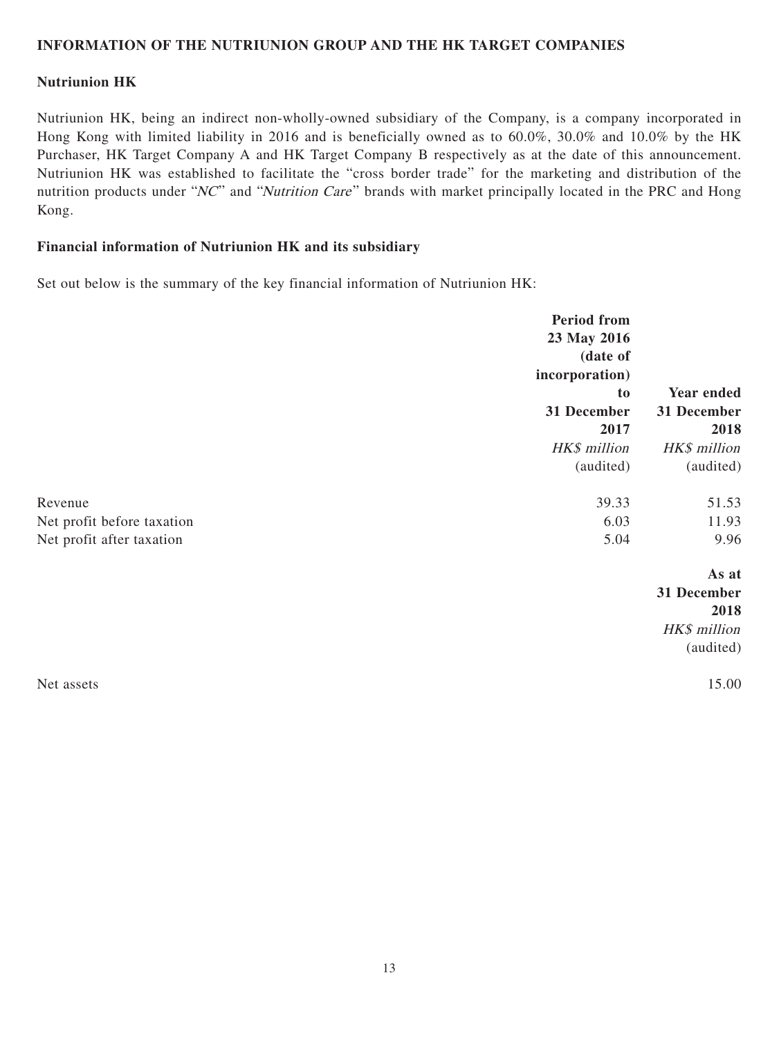**INFORMATION OF THE NUTRIUNION GROUP AND THE HK TARGET COMPANIES**

**Nutriunion HK**

Nutriunion HK, being an indirect non-wholly-owned subsidiary of the Company, is a company incorporated in Hong Kong with limited liability in 2016 and is beneficially owned as to 60.0%, 30.0% and 10.0% by the HK Purchaser, HK Target Company A and HK Target Company B respectively as at the date of this announcement. Nutriunion HK was established to facilitate the "cross border trade" for the marketing and distribution of the nutrition products under "*NC*" and "*Nutrition Care*" brands with market principally located in the PRC and Hong Kong.

**Financial information of Nutriunion HK and its subsidiary**

Set out below is the summary of the key financial information of Nutriunion HK:

| | **Period from 23 May 2016 (date of incorporation) to 31 December 2017** | **Year ended 31 December 2018** |
|---|---|---|
| | *HK$ million* | *HK$ million* |
| | (audited) | (audited) |
| Revenue | 39.33 | 51.53 |
| Net profit before taxation | 6.03 | 11.93 |
| Net profit after taxation | 5.04 | 9.96 |

| | **As at 31 December 2018** |
|---|---|
| | *HK$ million* |
| | (audited) |
| Net assets | 15.00 |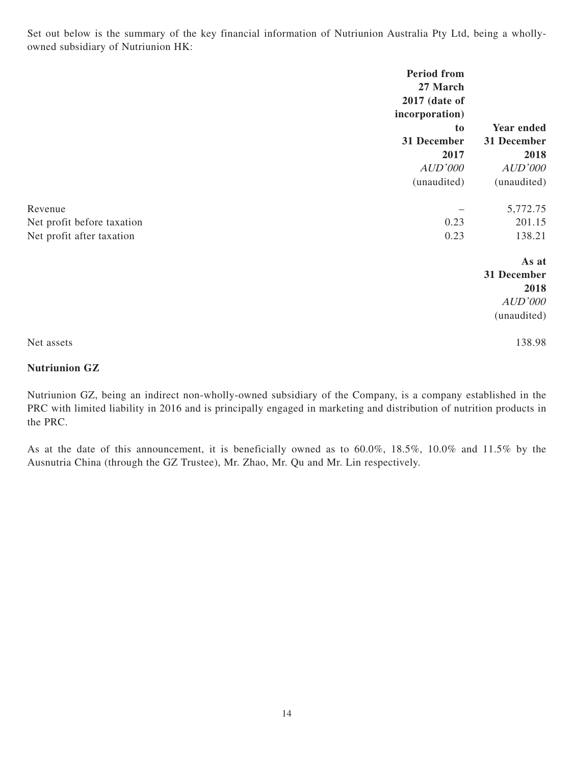Set out below is the summary of the key financial information of Nutriunion Australia Pty Ltd, being a wholly-owned subsidiary of Nutriunion HK:

| | **Period from 27 March 2017 (date of incorporation) to 31 December 2017** | **Year ended 31 December 2018** |
|---|---|---|
| | *AUD'000* | *AUD'000* |
| | (unaudited) | (unaudited) |
| Revenue | – | 5,772.75 |
| Net profit before taxation | 0.23 | 201.15 |
| Net profit after taxation | 0.23 | 138.21 |

| | **As at 31 December 2018** |
|---|---|
| | *AUD'000* |
| | (unaudited) |
| Net assets | 138.98 |

**Nutriunion GZ**

Nutriunion GZ, being an indirect non-wholly-owned subsidiary of the Company, is a company established in the PRC with limited liability in 2016 and is principally engaged in marketing and distribution of nutrition products in the PRC.

As at the date of this announcement, it is beneficially owned as to 60.0%, 18.5%, 10.0% and 11.5% by the Ausnutria China (through the GZ Trustee), Mr. Zhao, Mr. Qu and Mr. Lin respectively.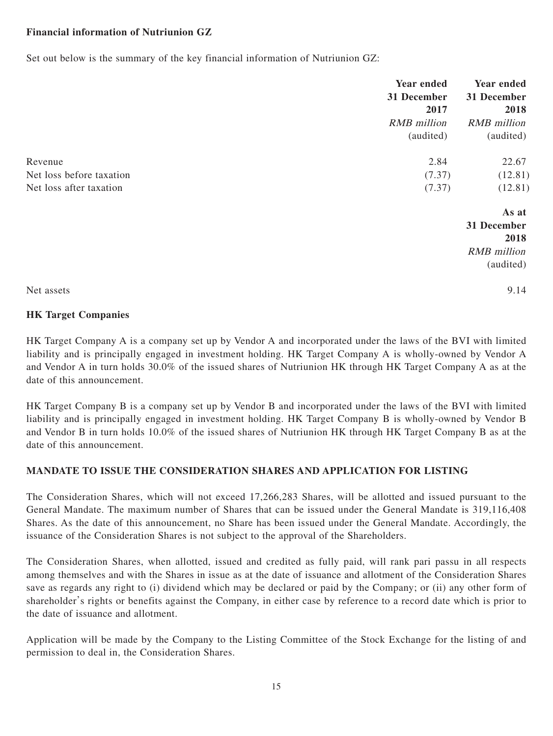**Financial information of Nutriunion GZ**

Set out below is the summary of the key financial information of Nutriunion GZ:

| | Year ended 31 December 2017 | Year ended 31 December 2018 |
|---|---|---|
| | *RMB million* | *RMB million* |
| | (audited) | (audited) |
| Revenue | 2.84 | 22.67 |
| Net loss before taxation | (7.37) | (12.81) |
| Net loss after taxation | (7.37) | (12.81) |

| | As at 31 December 2018 |
|---|---|
| | *RMB million* |
| | (audited) |
| Net assets | 9.14 |

**HK Target Companies**

HK Target Company A is a company set up by Vendor A and incorporated under the laws of the BVI with limited liability and is principally engaged in investment holding. HK Target Company A is wholly-owned by Vendor A and Vendor A in turn holds 30.0% of the issued shares of Nutriunion HK through HK Target Company A as at the date of this announcement.

HK Target Company B is a company set up by Vendor B and incorporated under the laws of the BVI with limited liability and is principally engaged in investment holding. HK Target Company B is wholly-owned by Vendor B and Vendor B in turn holds 10.0% of the issued shares of Nutriunion HK through HK Target Company B as at the date of this announcement.

**MANDATE TO ISSUE THE CONSIDERATION SHARES AND APPLICATION FOR LISTING**

The Consideration Shares, which will not exceed 17,266,283 Shares, will be allotted and issued pursuant to the General Mandate. The maximum number of Shares that can be issued under the General Mandate is 319,116,408 Shares. As the date of this announcement, no Share has been issued under the General Mandate. Accordingly, the issuance of the Consideration Shares is not subject to the approval of the Shareholders.

The Consideration Shares, when allotted, issued and credited as fully paid, will rank pari passu in all respects among themselves and with the Shares in issue as at the date of issuance and allotment of the Consideration Shares save as regards any right to (i) dividend which may be declared or paid by the Company; or (ii) any other form of shareholder's rights or benefits against the Company, in either case by reference to a record date which is prior to the date of issuance and allotment.

Application will be made by the Company to the Listing Committee of the Stock Exchange for the listing of and permission to deal in, the Consideration Shares.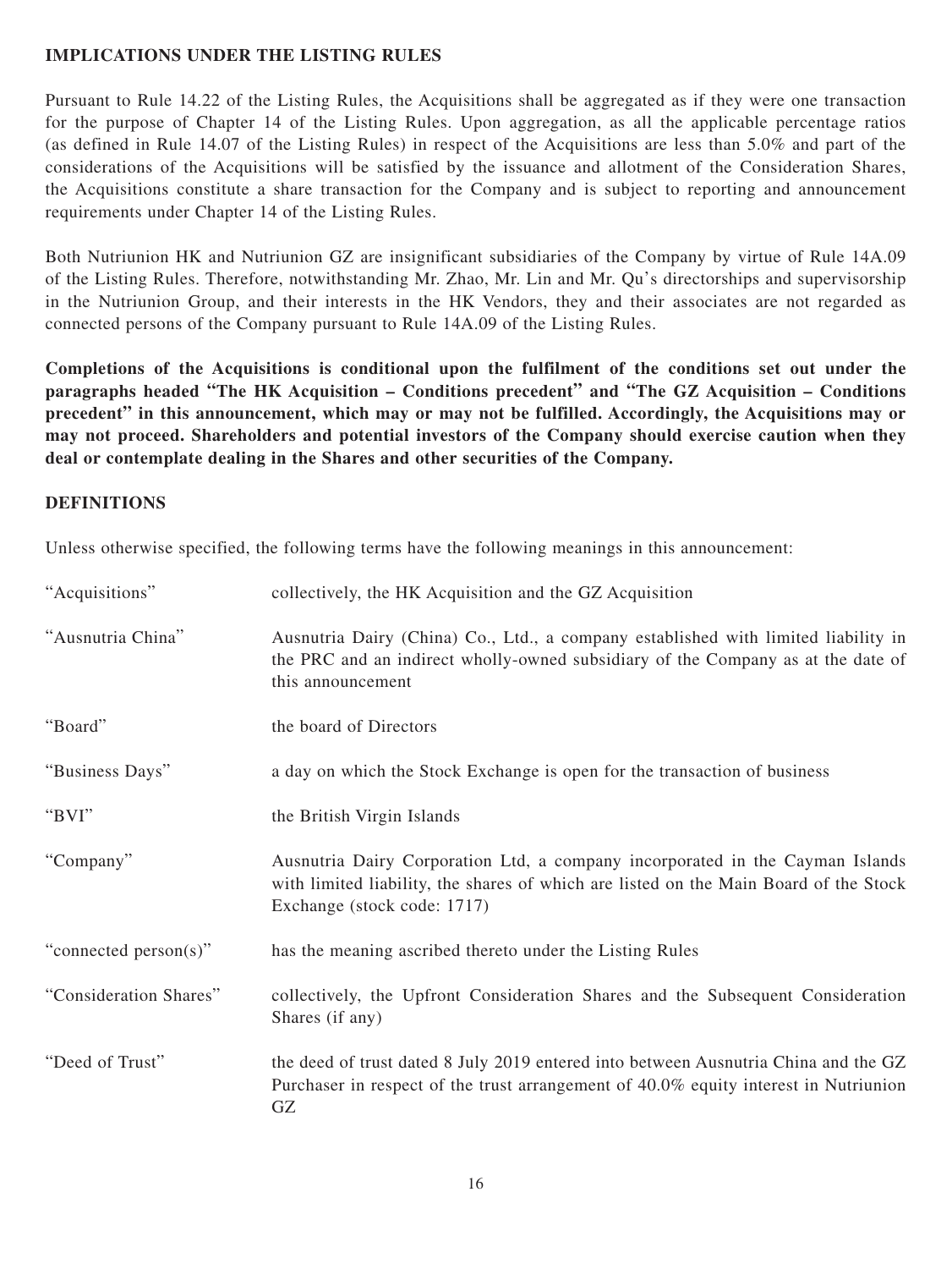## IMPLICATIONS UNDER THE LISTING RULES

Pursuant to Rule 14.22 of the Listing Rules, the Acquisitions shall be aggregated as if they were one transaction for the purpose of Chapter 14 of the Listing Rules. Upon aggregation, as all the applicable percentage ratios (as defined in Rule 14.07 of the Listing Rules) in respect of the Acquisitions are less than 5.0% and part of the considerations of the Acquisitions will be satisfied by the issuance and allotment of the Consideration Shares, the Acquisitions constitute a share transaction for the Company and is subject to reporting and announcement requirements under Chapter 14 of the Listing Rules.

Both Nutriunion HK and Nutriunion GZ are insignificant subsidiaries of the Company by virtue of Rule 14A.09 of the Listing Rules. Therefore, notwithstanding Mr. Zhao, Mr. Lin and Mr. Qu's directorships and supervisorship in the Nutriunion Group, and their interests in the HK Vendors, they and their associates are not regarded as connected persons of the Company pursuant to Rule 14A.09 of the Listing Rules.

**Completions of the Acquisitions is conditional upon the fulfilment of the conditions set out under the paragraphs headed "The HK Acquisition – Conditions precedent" and "The GZ Acquisition – Conditions precedent" in this announcement, which may or may not be fulfilled. Accordingly, the Acquisitions may or may not proceed. Shareholders and potential investors of the Company should exercise caution when they deal or contemplate dealing in the Shares and other securities of the Company.**

## DEFINITIONS

Unless otherwise specified, the following terms have the following meanings in this announcement:

| | |
|---|---|
| "Acquisitions" | collectively, the HK Acquisition and the GZ Acquisition |
| "Ausnutria China" | Ausnutria Dairy (China) Co., Ltd., a company established with limited liability in the PRC and an indirect wholly-owned subsidiary of the Company as at the date of this announcement |
| "Board" | the board of Directors |
| "Business Days" | a day on which the Stock Exchange is open for the transaction of business |
| "BVI" | the British Virgin Islands |
| "Company" | Ausnutria Dairy Corporation Ltd, a company incorporated in the Cayman Islands with limited liability, the shares of which are listed on the Main Board of the Stock Exchange (stock code: 1717) |
| "connected person(s)" | has the meaning ascribed thereto under the Listing Rules |
| "Consideration Shares" | collectively, the Upfront Consideration Shares and the Subsequent Consideration Shares (if any) |
| "Deed of Trust" | the deed of trust dated 8 July 2019 entered into between Ausnutria China and the GZ Purchaser in respect of the trust arrangement of 40.0% equity interest in Nutriunion GZ |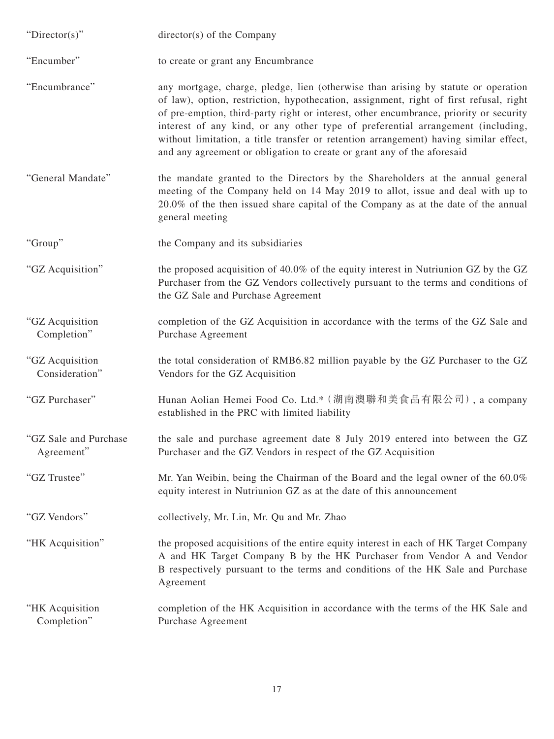| | |
|---|---|
| "Director(s)" | director(s) of the Company |
| "Encumber" | to create or grant any Encumbrance |
| "Encumbrance" | any mortgage, charge, pledge, lien (otherwise than arising by statute or operation of law), option, restriction, hypothecation, assignment, right of first refusal, right of pre-emption, third-party right or interest, other encumbrance, priority or security interest of any kind, or any other type of preferential arrangement (including, without limitation, a title transfer or retention arrangement) having similar effect, and any agreement or obligation to create or grant any of the aforesaid |
| "General Mandate" | the mandate granted to the Directors by the Shareholders at the annual general meeting of the Company held on 14 May 2019 to allot, issue and deal with up to 20.0% of the then issued share capital of the Company as at the date of the annual general meeting |
| "Group" | the Company and its subsidiaries |
| "GZ Acquisition" | the proposed acquisition of 40.0% of the equity interest in Nutriunion GZ by the GZ Purchaser from the GZ Vendors collectively pursuant to the terms and conditions of the GZ Sale and Purchase Agreement |
| "GZ Acquisition Completion" | completion of the GZ Acquisition in accordance with the terms of the GZ Sale and Purchase Agreement |
| "GZ Acquisition Consideration" | the total consideration of RMB6.82 million payable by the GZ Purchaser to the GZ Vendors for the GZ Acquisition |
| "GZ Purchaser" | Hunan Aolian Hemei Food Co. Ltd.*（湖南澳聯和美食品有限公司）, a company established in the PRC with limited liability |
| "GZ Sale and Purchase Agreement" | the sale and purchase agreement date 8 July 2019 entered into between the GZ Purchaser and the GZ Vendors in respect of the GZ Acquisition |
| "GZ Trustee" | Mr. Yan Weibin, being the Chairman of the Board and the legal owner of the 60.0% equity interest in Nutriunion GZ as at the date of this announcement |
| "GZ Vendors" | collectively, Mr. Lin, Mr. Qu and Mr. Zhao |
| "HK Acquisition" | the proposed acquisitions of the entire equity interest in each of HK Target Company A and HK Target Company B by the HK Purchaser from Vendor A and Vendor B respectively pursuant to the terms and conditions of the HK Sale and Purchase Agreement |
| "HK Acquisition Completion" | completion of the HK Acquisition in accordance with the terms of the HK Sale and Purchase Agreement |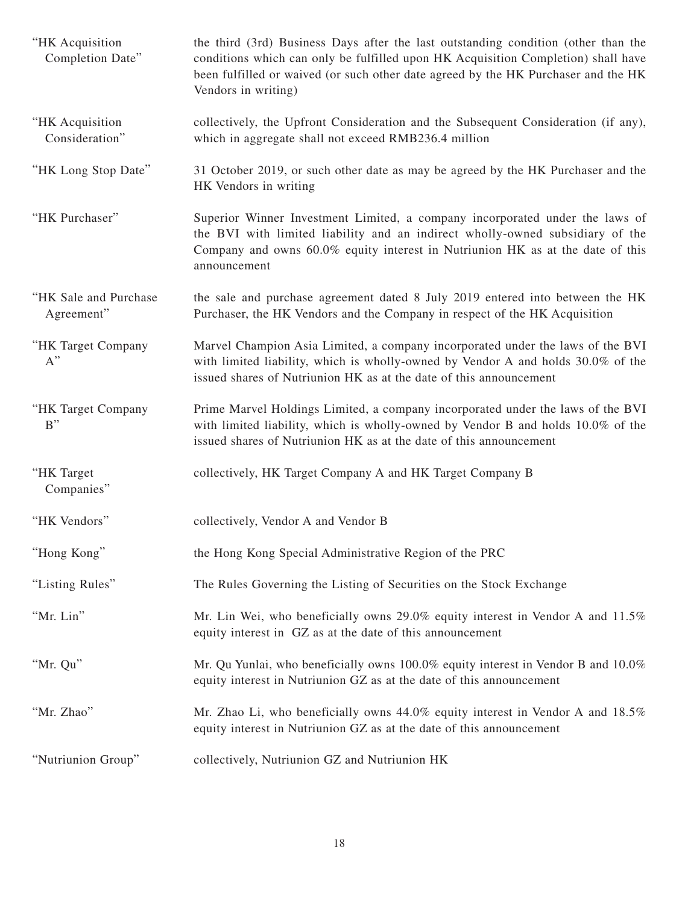| | |
|---|---|
| "HK Acquisition Completion Date" | the third (3rd) Business Days after the last outstanding condition (other than the conditions which can only be fulfilled upon HK Acquisition Completion) shall have been fulfilled or waived (or such other date agreed by the HK Purchaser and the HK Vendors in writing) |
| "HK Acquisition Consideration" | collectively, the Upfront Consideration and the Subsequent Consideration (if any), which in aggregate shall not exceed RMB236.4 million |
| "HK Long Stop Date" | 31 October 2019, or such other date as may be agreed by the HK Purchaser and the HK Vendors in writing |
| "HK Purchaser" | Superior Winner Investment Limited, a company incorporated under the laws of the BVI with limited liability and an indirect wholly-owned subsidiary of the Company and owns 60.0% equity interest in Nutriunion HK as at the date of this announcement |
| "HK Sale and Purchase Agreement" | the sale and purchase agreement dated 8 July 2019 entered into between the HK Purchaser, the HK Vendors and the Company in respect of the HK Acquisition |
| "HK Target Company A" | Marvel Champion Asia Limited, a company incorporated under the laws of the BVI with limited liability, which is wholly-owned by Vendor A and holds 30.0% of the issued shares of Nutriunion HK as at the date of this announcement |
| "HK Target Company B" | Prime Marvel Holdings Limited, a company incorporated under the laws of the BVI with limited liability, which is wholly-owned by Vendor B and holds 10.0% of the issued shares of Nutriunion HK as at the date of this announcement |
| "HK Target Companies" | collectively, HK Target Company A and HK Target Company B |
| "HK Vendors" | collectively, Vendor A and Vendor B |
| "Hong Kong" | the Hong Kong Special Administrative Region of the PRC |
| "Listing Rules" | The Rules Governing the Listing of Securities on the Stock Exchange |
| "Mr. Lin" | Mr. Lin Wei, who beneficially owns 29.0% equity interest in Vendor A and 11.5% equity interest in GZ as at the date of this announcement |
| "Mr. Qu" | Mr. Qu Yunlai, who beneficially owns 100.0% equity interest in Vendor B and 10.0% equity interest in Nutriunion GZ as at the date of this announcement |
| "Mr. Zhao" | Mr. Zhao Li, who beneficially owns 44.0% equity interest in Vendor A and 18.5% equity interest in Nutriunion GZ as at the date of this announcement |
| "Nutriunion Group" | collectively, Nutriunion GZ and Nutriunion HK |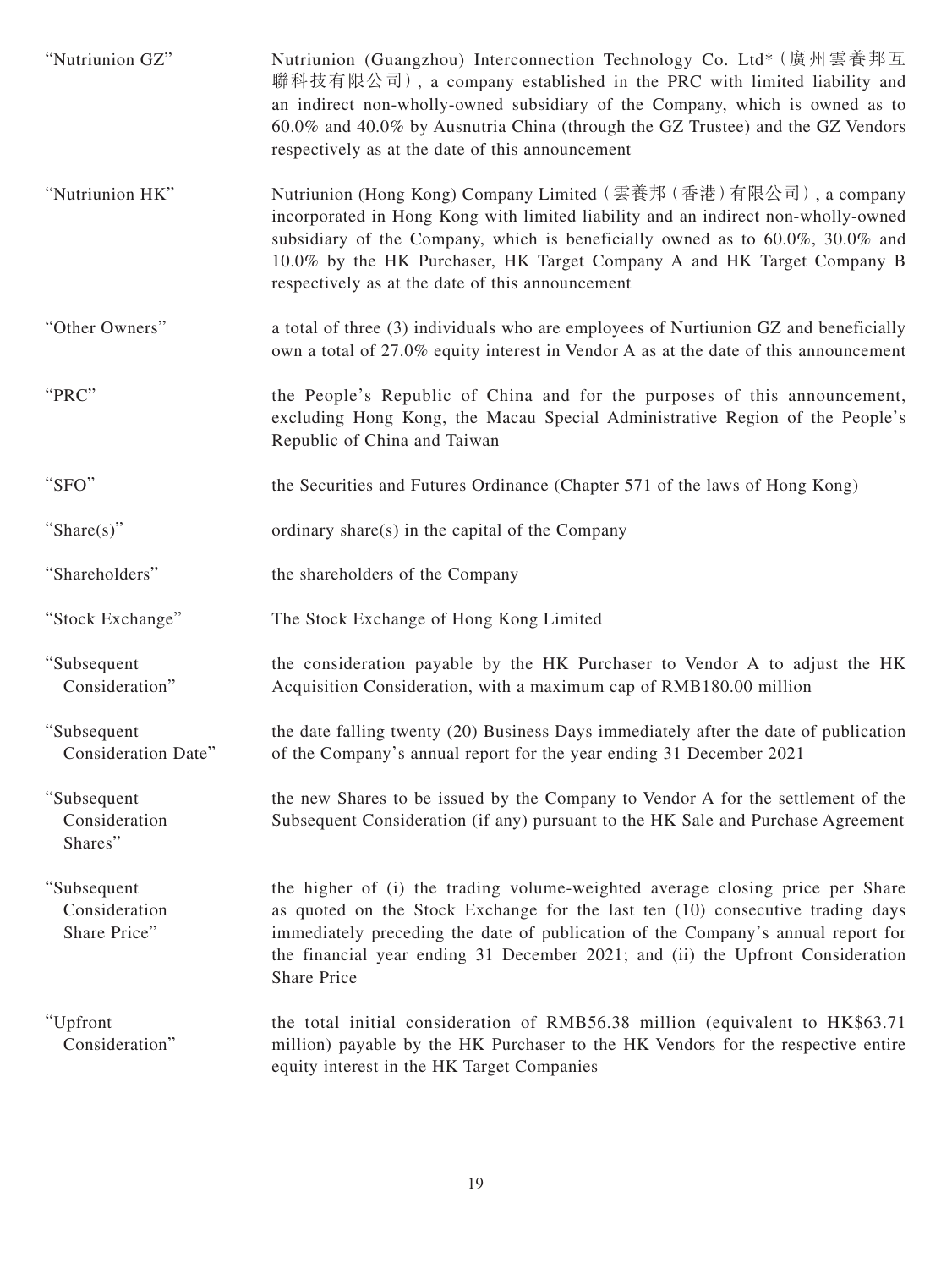| | |
|---|---|
| "Nutriunion GZ" | Nutriunion (Guangzhou) Interconnection Technology Co. Ltd*（廣州雲養邦互聯科技有限公司）, a company established in the PRC with limited liability and an indirect non-wholly-owned subsidiary of the Company, which is owned as to 60.0% and 40.0% by Ausnutria China (through the GZ Trustee) and the GZ Vendors respectively as at the date of this announcement |
| "Nutriunion HK" | Nutriunion (Hong Kong) Company Limited（雲養邦（香港）有限公司）, a company incorporated in Hong Kong with limited liability and an indirect non-wholly-owned subsidiary of the Company, which is beneficially owned as to 60.0%, 30.0% and 10.0% by the HK Purchaser, HK Target Company A and HK Target Company B respectively as at the date of this announcement |
| "Other Owners" | a total of three (3) individuals who are employees of Nurtiunion GZ and beneficially own a total of 27.0% equity interest in Vendor A as at the date of this announcement |
| "PRC" | the People's Republic of China and for the purposes of this announcement, excluding Hong Kong, the Macau Special Administrative Region of the People's Republic of China and Taiwan |
| "SFO" | the Securities and Futures Ordinance (Chapter 571 of the laws of Hong Kong) |
| "Share(s)" | ordinary share(s) in the capital of the Company |
| "Shareholders" | the shareholders of the Company |
| "Stock Exchange" | The Stock Exchange of Hong Kong Limited |
| "Subsequent Consideration" | the consideration payable by the HK Purchaser to Vendor A to adjust the HK Acquisition Consideration, with a maximum cap of RMB180.00 million |
| "Subsequent Consideration Date" | the date falling twenty (20) Business Days immediately after the date of publication of the Company's annual report for the year ending 31 December 2021 |
| "Subsequent Consideration Shares" | the new Shares to be issued by the Company to Vendor A for the settlement of the Subsequent Consideration (if any) pursuant to the HK Sale and Purchase Agreement |
| "Subsequent Consideration Share Price" | the higher of (i) the trading volume-weighted average closing price per Share as quoted on the Stock Exchange for the last ten (10) consecutive trading days immediately preceding the date of publication of the Company's annual report for the financial year ending 31 December 2021; and (ii) the Upfront Consideration Share Price |
| "Upfront Consideration" | the total initial consideration of RMB56.38 million (equivalent to HK$63.71 million) payable by the HK Purchaser to the HK Vendors for the respective entire equity interest in the HK Target Companies |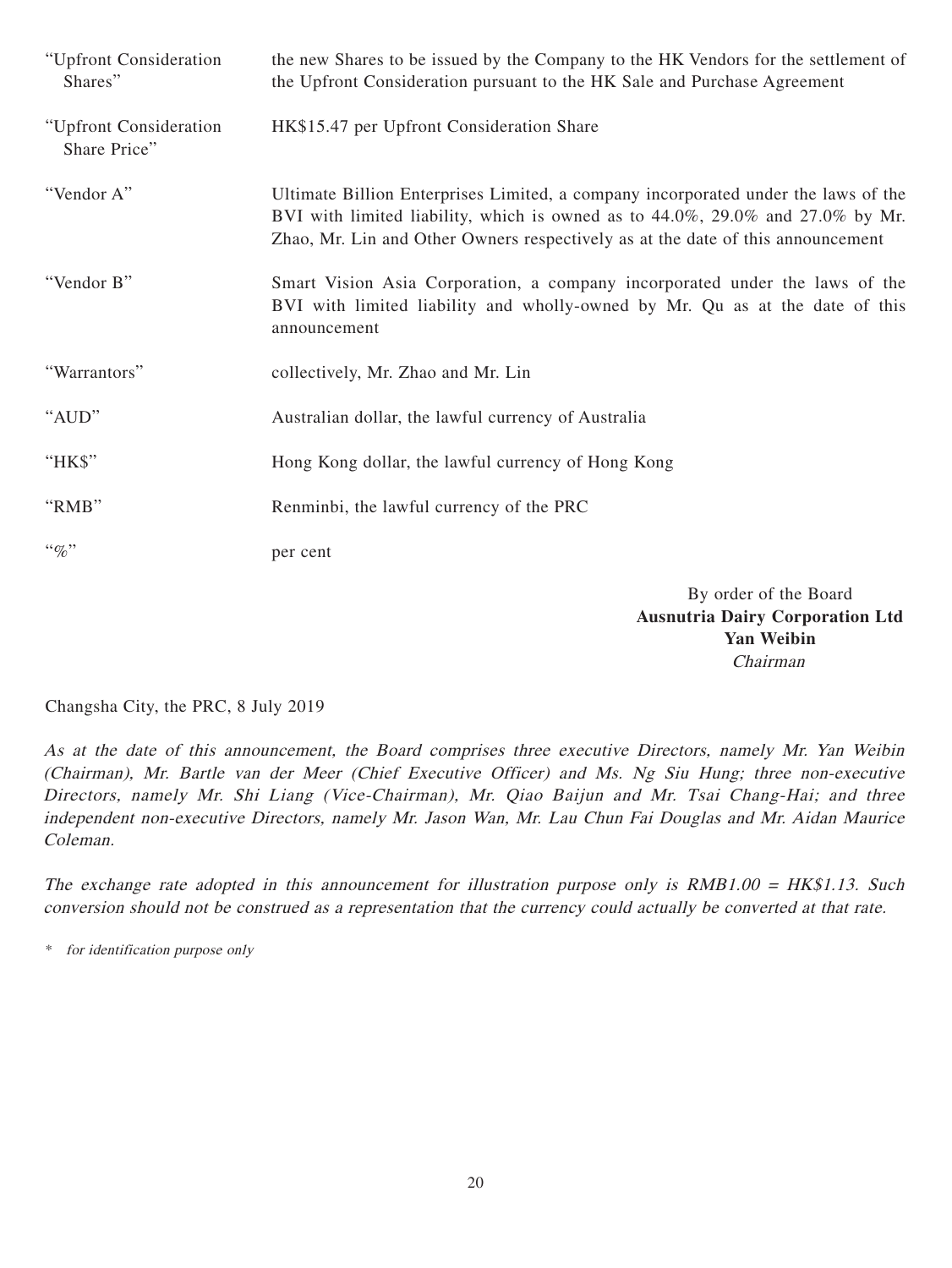| | |
|---|---|
| "Upfront Consideration Shares" | the new Shares to be issued by the Company to the HK Vendors for the settlement of the Upfront Consideration pursuant to the HK Sale and Purchase Agreement |
| "Upfront Consideration Share Price" | HK$15.47 per Upfront Consideration Share |
| "Vendor A" | Ultimate Billion Enterprises Limited, a company incorporated under the laws of the BVI with limited liability, which is owned as to 44.0%, 29.0% and 27.0% by Mr. Zhao, Mr. Lin and Other Owners respectively as at the date of this announcement |
| "Vendor B" | Smart Vision Asia Corporation, a company incorporated under the laws of the BVI with limited liability and wholly-owned by Mr. Qu as at the date of this announcement |
| "Warrantors" | collectively, Mr. Zhao and Mr. Lin |
| "AUD" | Australian dollar, the lawful currency of Australia |
| "HK$" | Hong Kong dollar, the lawful currency of Hong Kong |
| "RMB" | Renminbi, the lawful currency of the PRC |
| "%" | per cent |

By order of the Board
**Ausnutria Dairy Corporation Ltd**
**Yan Weibin**
*Chairman*

Changsha City, the PRC, 8 July 2019

*As at the date of this announcement, the Board comprises three executive Directors, namely Mr. Yan Weibin (Chairman), Mr. Bartle van der Meer (Chief Executive Officer) and Ms. Ng Siu Hung; three non-executive Directors, namely Mr. Shi Liang (Vice-Chairman), Mr. Qiao Baijun and Mr. Tsai Chang-Hai; and three independent non-executive Directors, namely Mr. Jason Wan, Mr. Lau Chun Fai Douglas and Mr. Aidan Maurice Coleman.*

*The exchange rate adopted in this announcement for illustration purpose only is RMB1.00 = HK$1.13. Such conversion should not be construed as a representation that the currency could actually be converted at that rate.*

\* *for identification purpose only*